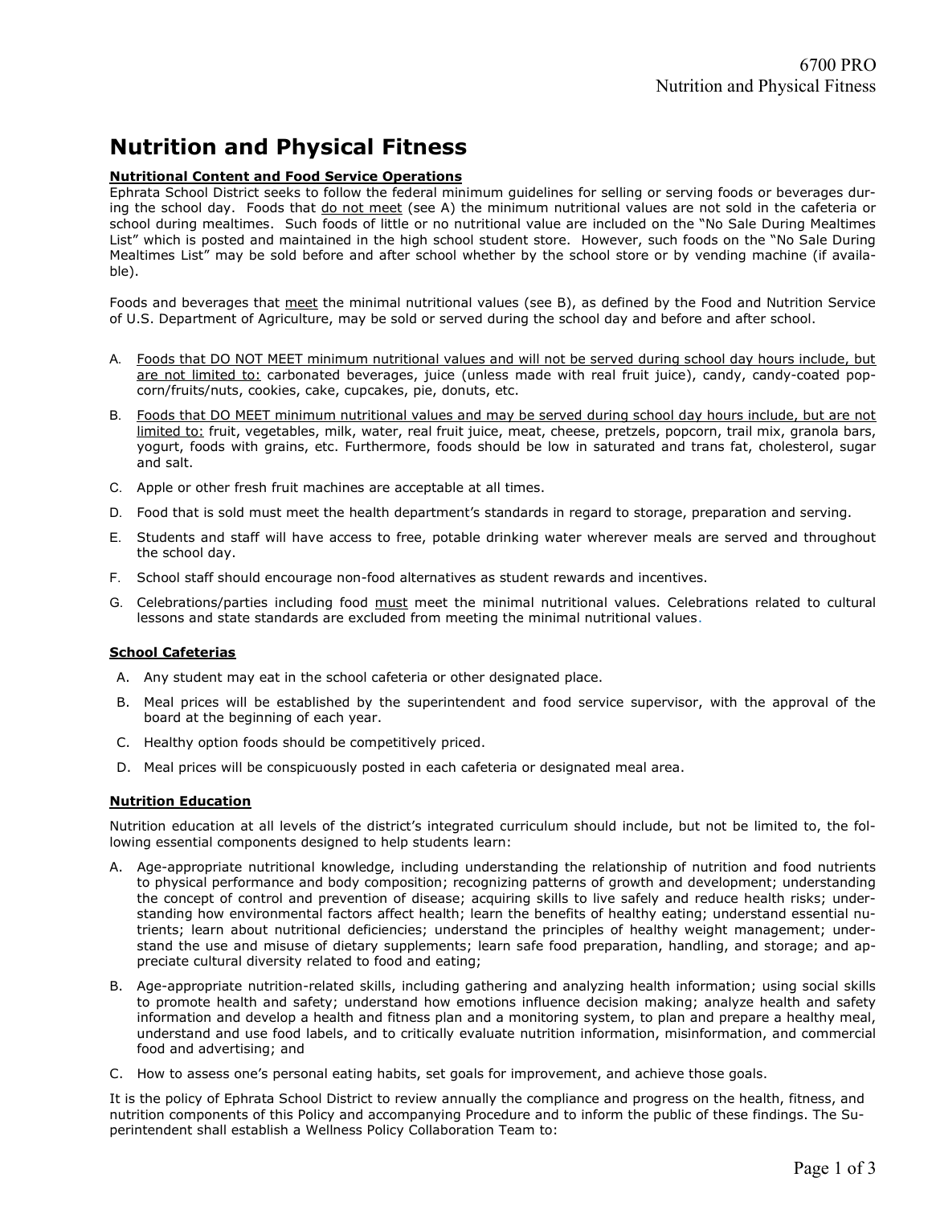# Nutrition and Physical Fitness

**Nutritional Content and Food Service Operations**

Ephrata School District seeks to follow the federal minimum guidelines for selling or serving foods or beverages during the school day. Foods that do not meet (see A) the minimum nutritional values are not sold in the cafeteria or school during mealtimes. Such foods of little or no nutritional value are included on the "No Sale During Mealtimes List" which is posted and maintained in the high school student store. However, such foods on the "No Sale During Mealtimes List" may be sold before and after school whether by the school store or by vending machine (if available).

Foods and beverages that meet the minimal nutritional values (see B), as defined by the Food and Nutrition Service of U.S. Department of Agriculture, may be sold or served during the school day and before and after school.

A. Foods that DO NOT MEET minimum nutritional values and will not be served during school day hours include, but are not limited to: carbonated beverages, juice (unless made with real fruit juice), candy, candy-coated popcorn/fruits/nuts, cookies, cake, cupcakes, pie, donuts, etc.

B. Foods that DO MEET minimum nutritional values and may be served during school day hours include, but are not limited to: fruit, vegetables, milk, water, real fruit juice, meat, cheese, pretzels, popcorn, trail mix, granola bars, yogurt, foods with grains, etc. Furthermore, foods should be low in saturated and trans fat, cholesterol, sugar and salt.

C. Apple or other fresh fruit machines are acceptable at all times.

D. Food that is sold must meet the health department's standards in regard to storage, preparation and serving.

E. Students and staff will have access to free, potable drinking water wherever meals are served and throughout the school day.

F. School staff should encourage non-food alternatives as student rewards and incentives.

G. Celebrations/parties including food must meet the minimal nutritional values. Celebrations related to cultural lessons and state standards are excluded from meeting the minimal nutritional values.

**School Cafeterias**

A. Any student may eat in the school cafeteria or other designated place.

B. Meal prices will be established by the superintendent and food service supervisor, with the approval of the board at the beginning of each year.

C. Healthy option foods should be competitively priced.

D. Meal prices will be conspicuously posted in each cafeteria or designated meal area.

**Nutrition Education**

Nutrition education at all levels of the district's integrated curriculum should include, but not be limited to, the following essential components designed to help students learn:

A. Age-appropriate nutritional knowledge, including understanding the relationship of nutrition and food nutrients to physical performance and body composition; recognizing patterns of growth and development; understanding the concept of control and prevention of disease; acquiring skills to live safely and reduce health risks; understanding how environmental factors affect health; learn the benefits of healthy eating; understand essential nutrients; learn about nutritional deficiencies; understand the principles of healthy weight management; understand the use and misuse of dietary supplements; learn safe food preparation, handling, and storage; and appreciate cultural diversity related to food and eating;

B. Age-appropriate nutrition-related skills, including gathering and analyzing health information; using social skills to promote health and safety; understand how emotions influence decision making; analyze health and safety information and develop a health and fitness plan and a monitoring system, to plan and prepare a healthy meal, understand and use food labels, and to critically evaluate nutrition information, misinformation, and commercial food and advertising; and

C. How to assess one's personal eating habits, set goals for improvement, and achieve those goals.

It is the policy of Ephrata School District to review annually the compliance and progress on the health, fitness, and nutrition components of this Policy and accompanying Procedure and to inform the public of these findings. The Superintendent shall establish a Wellness Policy Collaboration Team to: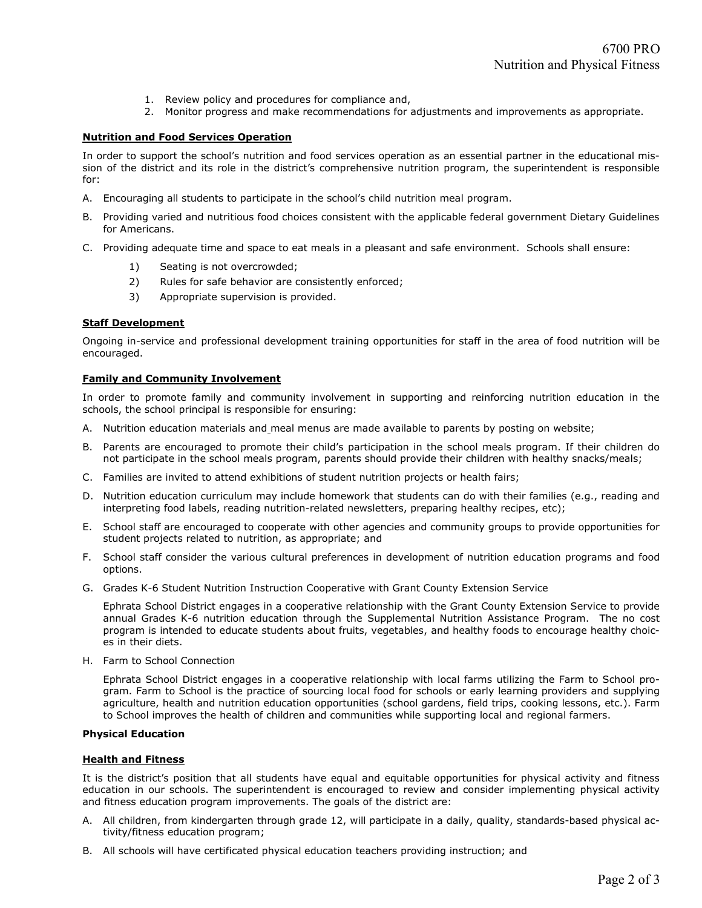1. Review policy and procedures for compliance and,
2. Monitor progress and make recommendations for adjustments and improvements as appropriate.

**Nutrition and Food Services Operation**

In order to support the school's nutrition and food services operation as an essential partner in the educational mission of the district and its role in the district's comprehensive nutrition program, the superintendent is responsible for:

A. Encouraging all students to participate in the school's child nutrition meal program.

B. Providing varied and nutritious food choices consistent with the applicable federal government Dietary Guidelines for Americans.

C. Providing adequate time and space to eat meals in a pleasant and safe environment. Schools shall ensure:
   1) Seating is not overcrowded;
   2) Rules for safe behavior are consistently enforced;
   3) Appropriate supervision is provided.

**Staff Development**

Ongoing in-service and professional development training opportunities for staff in the area of food nutrition will be encouraged.

**Family and Community Involvement**

In order to promote family and community involvement in supporting and reinforcing nutrition education in the schools, the school principal is responsible for ensuring:

A. Nutrition education materials and meal menus are made available to parents by posting on website;

B. Parents are encouraged to promote their child's participation in the school meals program. If their children do not participate in the school meals program, parents should provide their children with healthy snacks/meals;

C. Families are invited to attend exhibitions of student nutrition projects or health fairs;

D. Nutrition education curriculum may include homework that students can do with their families (e.g., reading and interpreting food labels, reading nutrition-related newsletters, preparing healthy recipes, etc);

E. School staff are encouraged to cooperate with other agencies and community groups to provide opportunities for student projects related to nutrition, as appropriate; and

F. School staff consider the various cultural preferences in development of nutrition education programs and food options.

G. Grades K-6 Student Nutrition Instruction Cooperative with Grant County Extension Service

   Ephrata School District engages in a cooperative relationship with the Grant County Extension Service to provide annual Grades K-6 nutrition education through the Supplemental Nutrition Assistance Program. The no cost program is intended to educate students about fruits, vegetables, and healthy foods to encourage healthy choices in their diets.

H. Farm to School Connection

   Ephrata School District engages in a cooperative relationship with local farms utilizing the Farm to School program. Farm to School is the practice of sourcing local food for schools or early learning providers and supplying agriculture, health and nutrition education opportunities (school gardens, field trips, cooking lessons, etc.). Farm to School improves the health of children and communities while supporting local and regional farmers.

**Physical Education**

**Health and Fitness**

It is the district's position that all students have equal and equitable opportunities for physical activity and fitness education in our schools. The superintendent is encouraged to review and consider implementing physical activity and fitness education program improvements. The goals of the district are:

A. All children, from kindergarten through grade 12, will participate in a daily, quality, standards-based physical activity/fitness education program;

B. All schools will have certificated physical education teachers providing instruction; and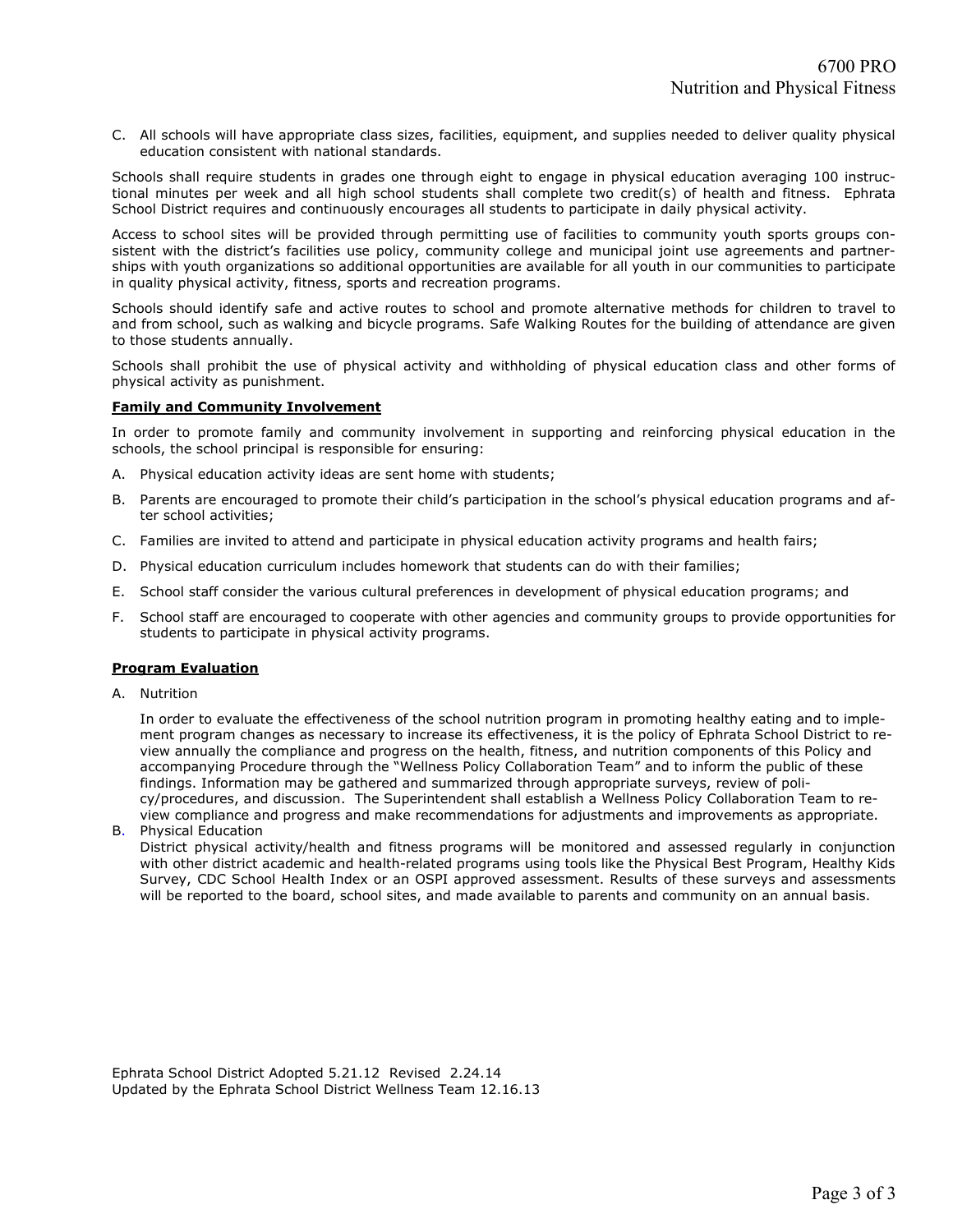C. All schools will have appropriate class sizes, facilities, equipment, and supplies needed to deliver quality physical education consistent with national standards.

Schools shall require students in grades one through eight to engage in physical education averaging 100 instructional minutes per week and all high school students shall complete two credit(s) of health and fitness. Ephrata School District requires and continuously encourages all students to participate in daily physical activity.

Access to school sites will be provided through permitting use of facilities to community youth sports groups consistent with the district's facilities use policy, community college and municipal joint use agreements and partnerships with youth organizations so additional opportunities are available for all youth in our communities to participate in quality physical activity, fitness, sports and recreation programs.

Schools should identify safe and active routes to school and promote alternative methods for children to travel to and from school, such as walking and bicycle programs. Safe Walking Routes for the building of attendance are given to those students annually.

Schools shall prohibit the use of physical activity and withholding of physical education class and other forms of physical activity as punishment.

**Family and Community Involvement**

In order to promote family and community involvement in supporting and reinforcing physical education in the schools, the school principal is responsible for ensuring:

A. Physical education activity ideas are sent home with students;

B. Parents are encouraged to promote their child's participation in the school's physical education programs and after school activities;

C. Families are invited to attend and participate in physical education activity programs and health fairs;

D. Physical education curriculum includes homework that students can do with their families;

E. School staff consider the various cultural preferences in development of physical education programs; and

F. School staff are encouraged to cooperate with other agencies and community groups to provide opportunities for students to participate in physical activity programs.

**Program Evaluation**

A. Nutrition

In order to evaluate the effectiveness of the school nutrition program in promoting healthy eating and to implement program changes as necessary to increase its effectiveness, it is the policy of Ephrata School District to review annually the compliance and progress on the health, fitness, and nutrition components of this Policy and accompanying Procedure through the "Wellness Policy Collaboration Team" and to inform the public of these findings. Information may be gathered and summarized through appropriate surveys, review of policy/procedures, and discussion. The Superintendent shall establish a Wellness Policy Collaboration Team to review compliance and progress and make recommendations for adjustments and improvements as appropriate.

B. Physical Education

District physical activity/health and fitness programs will be monitored and assessed regularly in conjunction with other district academic and health-related programs using tools like the Physical Best Program, Healthy Kids Survey, CDC School Health Index or an OSPI approved assessment. Results of these surveys and assessments will be reported to the board, school sites, and made available to parents and community on an annual basis.

Ephrata School District Adopted 5.21.12 Revised 2.24.14
Updated by the Ephrata School District Wellness Team 12.16.13